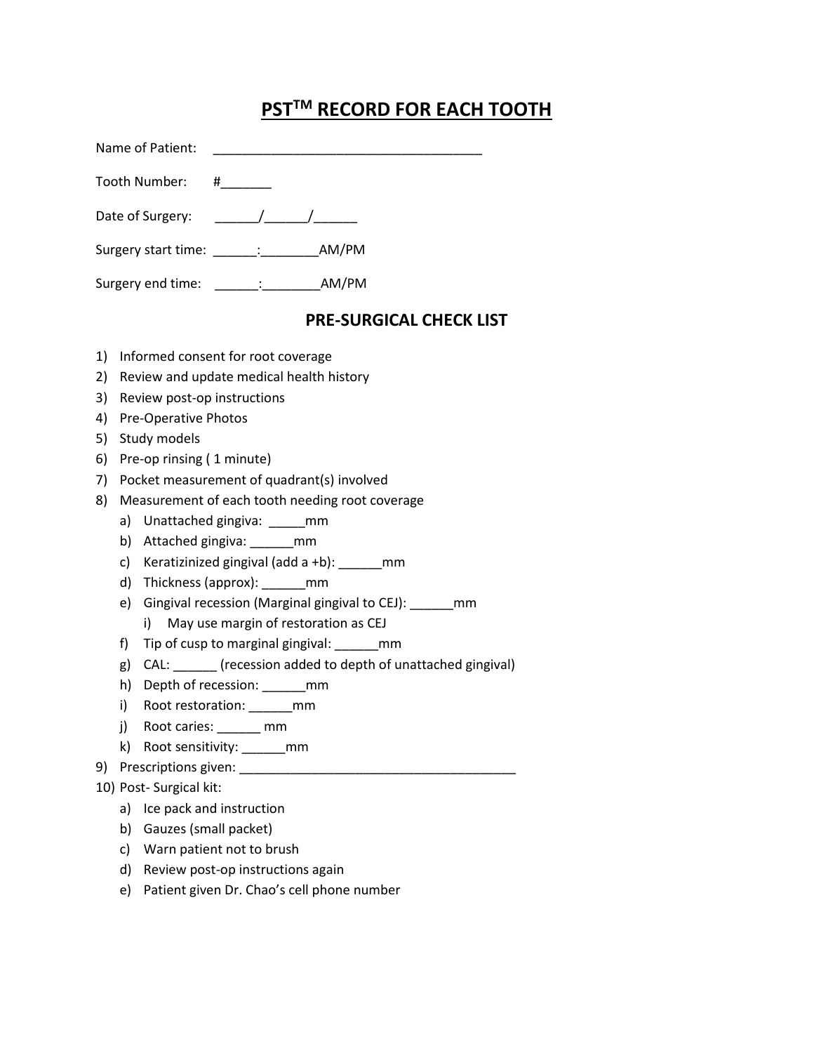# PST$^{TM}$ RECORD FOR EACH TOOTH

Name of Patient: _____________________________________

Tooth Number: #_______

Date of Surgery: ______/______/______

Surgery start time: ______:________AM/PM

Surgery end time: ______:________AM/PM

## PRE-SURGICAL CHECK LIST

1) Informed consent for root coverage
2) Review and update medical health history
3) Review post-op instructions
4) Pre-Operative Photos
5) Study models
6) Pre-op rinsing ( 1 minute)
7) Pocket measurement of quadrant(s) involved
8) Measurement of each tooth needing root coverage
   a) Unattached gingiva: _____mm
   b) Attached gingiva: ______mm
   c) Keratizinized gingival (add a +b): ______mm
   d) Thickness (approx): ______mm
   e) Gingival recession (Marginal gingival to CEJ): ______mm
      i) May use margin of restoration as CEJ
   f) Tip of cusp to marginal gingival: ______mm
   g) CAL: ______ (recession added to depth of unattached gingival)
   h) Depth of recession: ______mm
   i) Root restoration: ______mm
   j) Root caries: ______ mm
   k) Root sensitivity: ______mm
9) Prescriptions given: _______________________________________
10) Post- Surgical kit:
    a) Ice pack and instruction
    b) Gauzes (small packet)
    c) Warn patient not to brush
    d) Review post-op instructions again
    e) Patient given Dr. Chao's cell phone number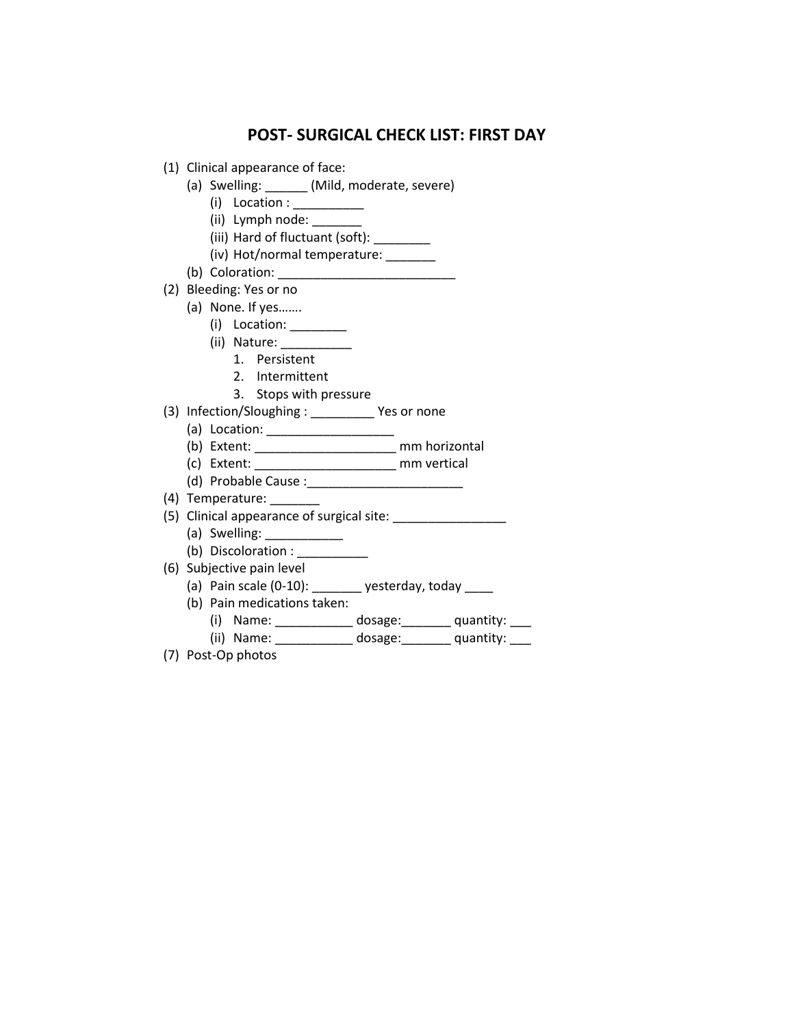# POST- SURGICAL CHECK LIST: FIRST DAY

(1) Clinical appearance of face:
  (a) Swelling: ______ (Mild, moderate, severe)
    (i) Location : __________
    (ii) Lymph node: _______
    (iii) Hard of fluctuant (soft): ________
    (iv) Hot/normal temperature: _______
  (b) Coloration: _________________________

(2) Bleeding: Yes or no
  (a) None. If yes…….
    (i) Location: ________
    (ii) Nature: __________
      1. Persistent
      2. Intermittent
      3. Stops with pressure

(3) Infection/Sloughing : _________ Yes or none
  (a) Location: _________________
  (b) Extent: ___________________ mm horizontal
  (c) Extent: ___________________ mm vertical
  (d) Probable Cause :_____________________

(4) Temperature: _______

(5) Clinical appearance of surgical site: ________________
  (a) Swelling: ___________
  (b) Discoloration : __________

(6) Subjective pain level
  (a) Pain scale (0-10): _______ yesterday, today ____
  (b) Pain medications taken:
    (i) Name: ___________ dosage:_______ quantity: ___
    (ii) Name: ___________ dosage:_______ quantity: ___

(7) Post-Op photos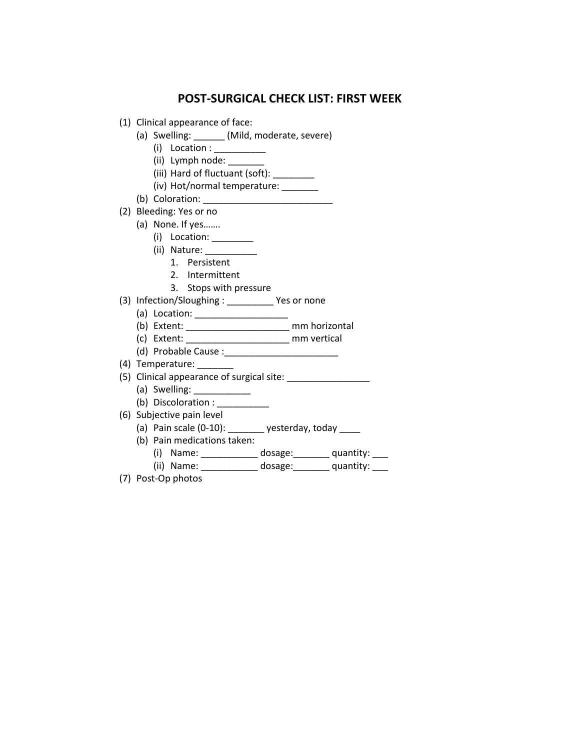# POST-SURGICAL CHECK LIST: FIRST WEEK

(1) Clinical appearance of face:
- (a) Swelling: ______ (Mild, moderate, severe)
  - (i) Location : __________
  - (ii) Lymph node: _______
  - (iii) Hard of fluctuant (soft): ________
  - (iv) Hot/normal temperature: _______
- (b) Coloration: _________________________

(2) Bleeding: Yes or no
- (a) None. If yes…….
  - (i) Location: ________
  - (ii) Nature: __________
    1. Persistent
    2. Intermittent
    3. Stops with pressure

(3) Infection/Sloughing : _________ Yes or none
- (a) Location: __________________
- (b) Extent: ____________________ mm horizontal
- (c) Extent: ____________________ mm vertical
- (d) Probable Cause :______________________

(4) Temperature: _______

(5) Clinical appearance of surgical site: ________________
- (a) Swelling: ___________
- (b) Discoloration : __________

(6) Subjective pain level
- (a) Pain scale (0-10): _______ yesterday, today ____
- (b) Pain medications taken:
  - (i) Name: ___________ dosage:_______ quantity: ___
  - (ii) Name: ___________ dosage:_______ quantity: ___

(7) Post-Op photos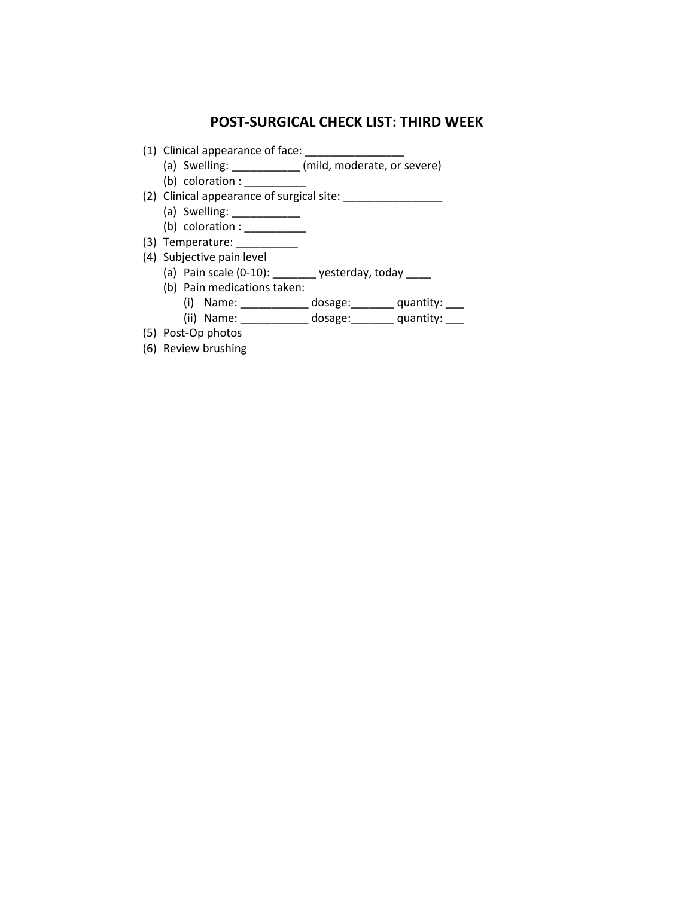# POST-SURGICAL CHECK LIST: THIRD WEEK

(1) Clinical appearance of face: ________________
   (a) Swelling: ___________ (mild, moderate, or severe)
   (b) coloration : __________
(2) Clinical appearance of surgical site: ________________
   (a) Swelling: ___________
   (b) coloration : __________
(3) Temperature: __________
(4) Subjective pain level
   (a) Pain scale (0-10): _______ yesterday, today ____
   (b) Pain medications taken:
      (i) Name: ___________ dosage:_______ quantity: ___
      (ii) Name: ___________ dosage:_______ quantity: ___
(5) Post-Op photos
(6) Review brushing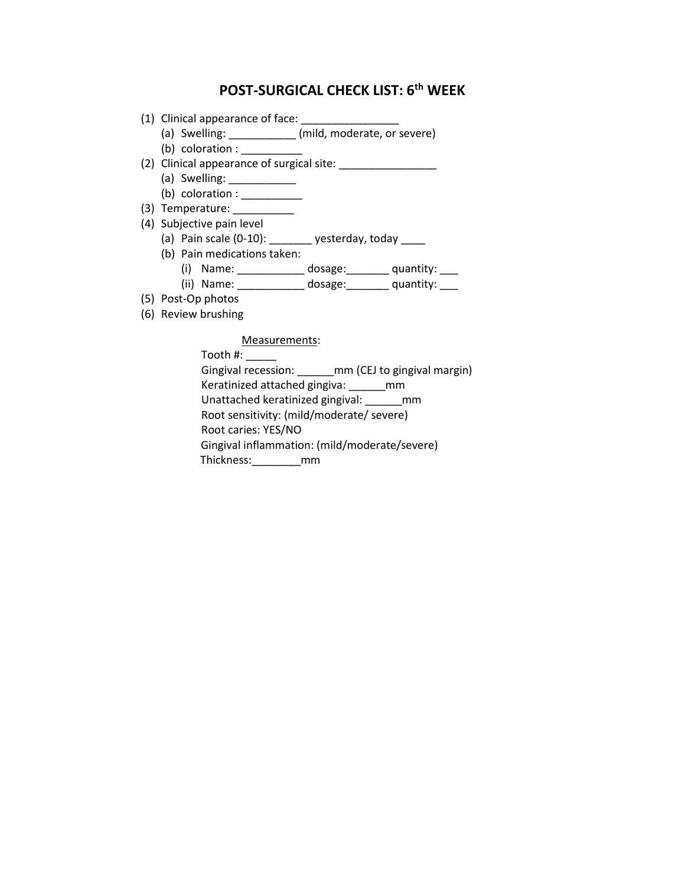# POST-SURGICAL CHECK LIST: 6th WEEK

(1) Clinical appearance of face: ________________
  (a) Swelling: ___________ (mild, moderate, or severe)
  (b) coloration : __________
(2) Clinical appearance of surgical site: ________________
  (a) Swelling: ___________
  (b) coloration : __________
(3) Temperature: __________
(4) Subjective pain level
  (a) Pain scale (0-10): _______ yesterday, today ____
  (b) Pain medications taken:
    (i) Name: ___________ dosage:_______ quantity: ___
    (ii) Name: ___________ dosage:_______ quantity: ___
(5) Post-Op photos
(6) Review brushing

<u>Measurements</u>:

Tooth #: _____
Gingival recession: ______mm (CEJ to gingival margin)
Keratinized attached gingiva: ______mm
Unattached keratinized gingival: ______mm
Root sensitivity: (mild/moderate/ severe)
Root caries: YES/NO
Gingival inflammation: (mild/moderate/severe)
Thickness:________mm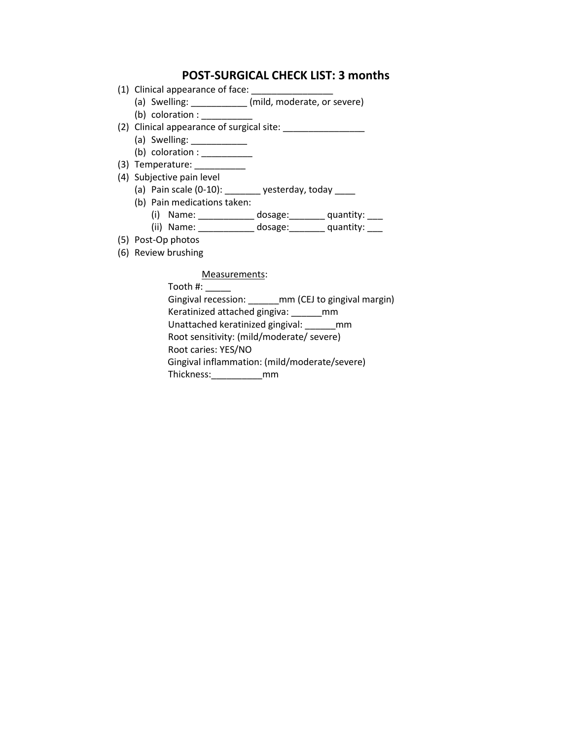## POST-SURGICAL CHECK LIST: 3 months

(1) Clinical appearance of face: ________________
   (a) Swelling: ___________ (mild, moderate, or severe)
   (b) coloration : __________
(2) Clinical appearance of surgical site: ________________
   (a) Swelling: ___________
   (b) coloration : __________
(3) Temperature: __________
(4) Subjective pain level
   (a) Pain scale (0-10): _______ yesterday, today ____
   (b) Pain medications taken:
      (i) Name: ___________ dosage:_______ quantity: ___
      (ii) Name: ___________ dosage:_______ quantity: ___
(5) Post-Op photos
(6) Review brushing

Measurements:

Tooth #: _____
Gingival recession: ______mm (CEJ to gingival margin)
Keratinized attached gingiva: ______mm
Unattached keratinized gingival: ______mm
Root sensitivity: (mild/moderate/ severe)
Root caries: YES/NO
Gingival inflammation: (mild/moderate/severe)
Thickness:__________mm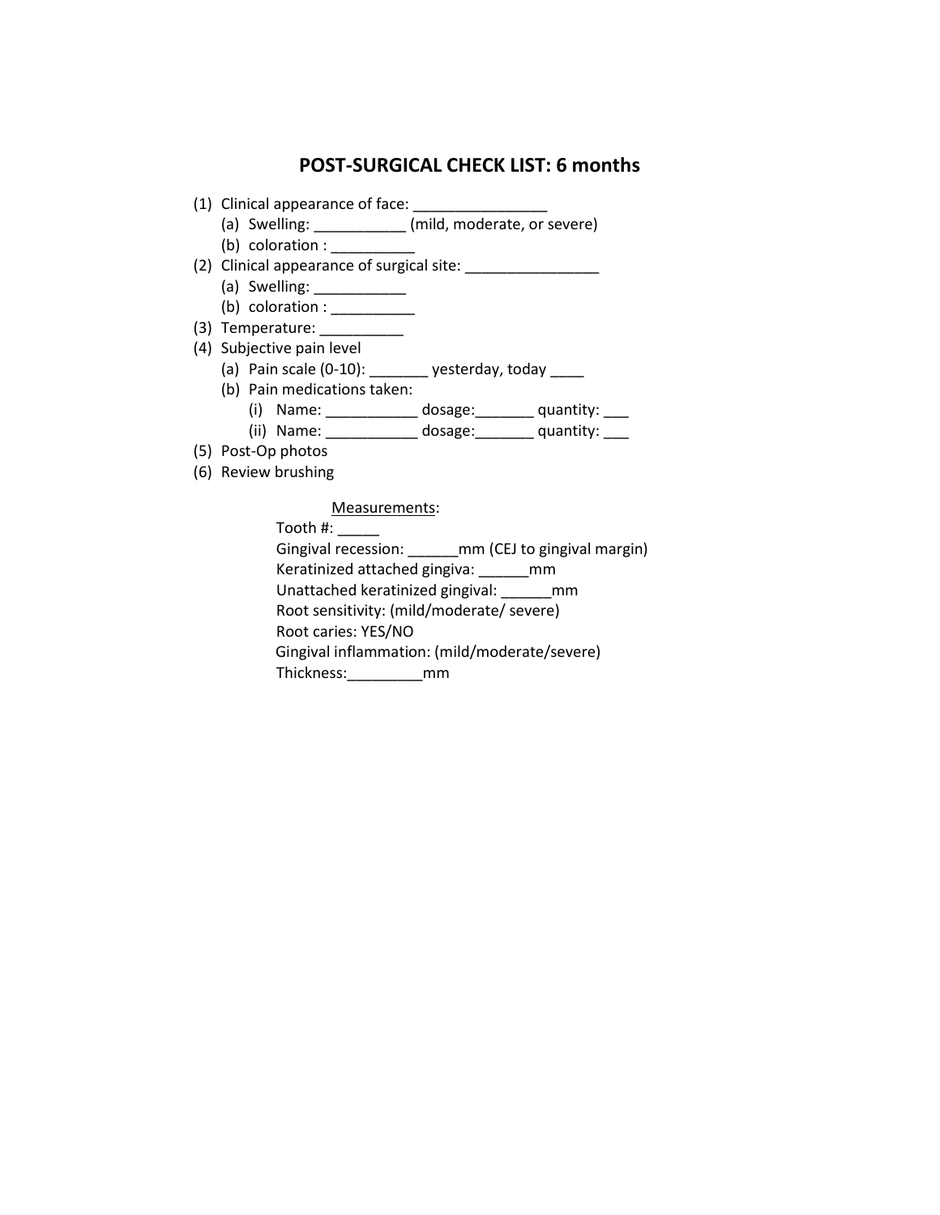## POST-SURGICAL CHECK LIST: 6 months

(1) Clinical appearance of face: _______________
  (a) Swelling: ___________ (mild, moderate, or severe)
  (b) coloration : __________
(2) Clinical appearance of surgical site: ________________
  (a) Swelling: ___________
  (b) coloration : __________
(3) Temperature: __________
(4) Subjective pain level
  (a) Pain scale (0-10): _______ yesterday, today ____
  (b) Pain medications taken:
    (i) Name: ___________ dosage:_______ quantity: ___
    (ii) Name: ___________ dosage:_______ quantity: ___
(5) Post-Op photos
(6) Review brushing

<u>Measurements</u>:

Tooth #: _____
Gingival recession: ______mm (CEJ to gingival margin)
Keratinized attached gingiva: ______mm
Unattached keratinized gingival: ______mm
Root sensitivity: (mild/moderate/ severe)
Root caries: YES/NO
Gingival inflammation: (mild/moderate/severe)
Thickness:_________mm